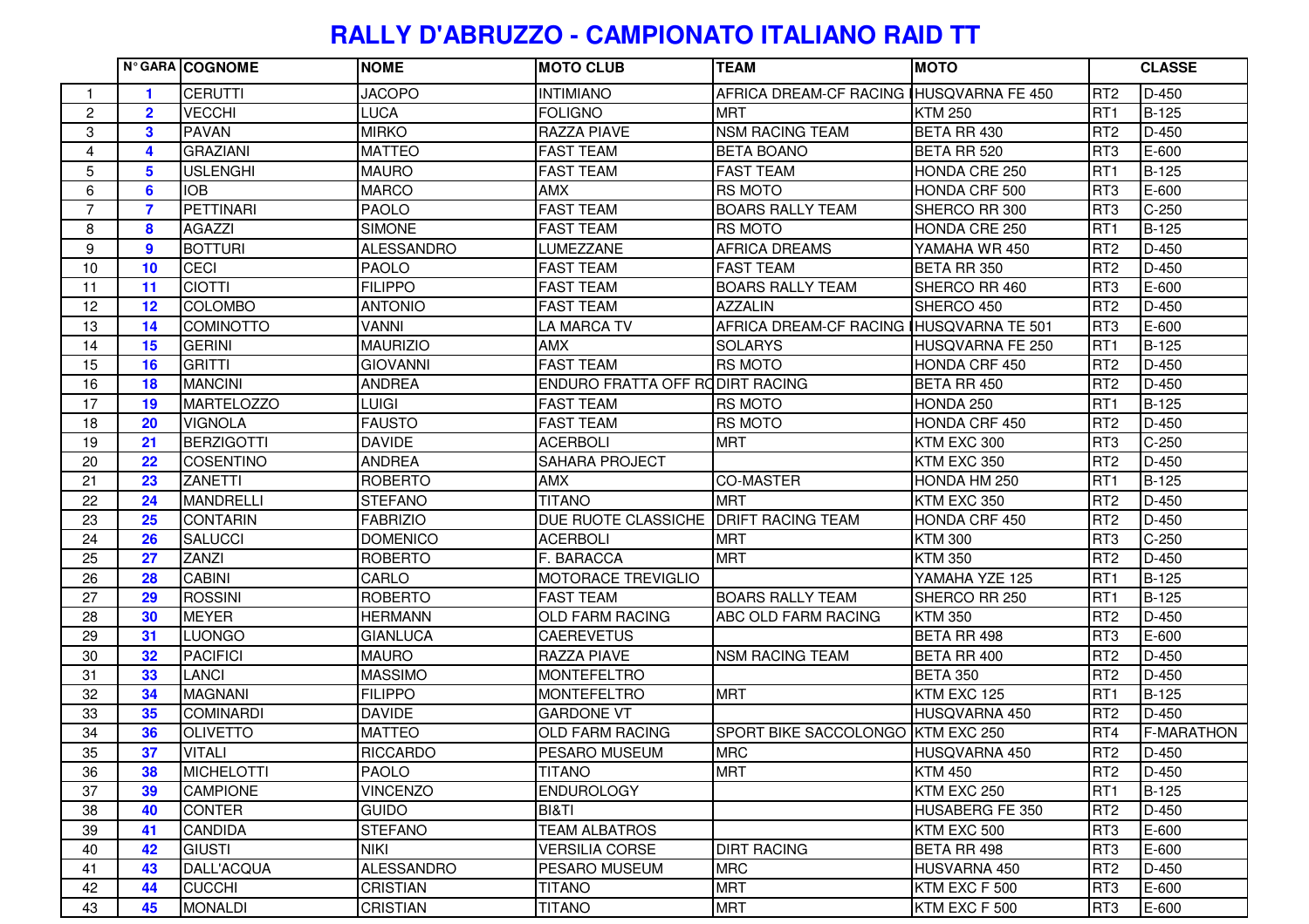# RALLY D'ABRUZZO - CAMPIONATO ITALIANO RAID TT

| | N° GARA | COGNOME | NOME | MOTO CLUB | TEAM | MOTO | CLASSE | |
|---|---|---|---|---|---|---|---|---|
| 1 | 1 | CERUTTI | JACOPO | INTIMIANO | AFRICA DREAM-CF RACING | HUSQVARNA FE 450 | RT2 | D-450 |
| 2 | 2 | VECCHI | LUCA | FOLIGNO | MRT | KTM 250 | RT1 | B-125 |
| 3 | 3 | PAVAN | MIRKO | RAZZA PIAVE | NSM RACING TEAM | BETA RR 430 | RT2 | D-450 |
| 4 | 4 | GRAZIANI | MATTEO | FAST TEAM | BETA BOANO | BETA RR 520 | RT3 | E-600 |
| 5 | 5 | USLENGHI | MAURO | FAST TEAM | FAST TEAM | HONDA CRE 250 | RT1 | B-125 |
| 6 | 6 | IOB | MARCO | AMX | RS MOTO | HONDA CRF 500 | RT3 | E-600 |
| 7 | 7 | PETTINARI | PAOLO | FAST TEAM | BOARS RALLY TEAM | SHERCO RR 300 | RT3 | C-250 |
| 8 | 8 | AGAZZI | SIMONE | FAST TEAM | RS MOTO | HONDA CRE 250 | RT1 | B-125 |
| 9 | 9 | BOTTURI | ALESSANDRO | LUMEZZANE | AFRICA DREAMS | YAMAHA WR 450 | RT2 | D-450 |
| 10 | 10 | CECI | PAOLO | FAST TEAM | FAST TEAM | BETA RR 350 | RT2 | D-450 |
| 11 | 11 | CIOTTI | FILIPPO | FAST TEAM | BOARS RALLY TEAM | SHERCO RR 460 | RT3 | E-600 |
| 12 | 12 | COLOMBO | ANTONIO | FAST TEAM | AZZALIN | SHERCO 450 | RT2 | D-450 |
| 13 | 14 | COMINOTTO | VANNI | LA MARCA TV | AFRICA DREAM-CF RACING | HUSQVARNA TE 501 | RT3 | E-600 |
| 14 | 15 | GERINI | MAURIZIO | AMX | SOLARYS | HUSQVARNA FE 250 | RT1 | B-125 |
| 15 | 16 | GRITTI | GIOVANNI | FAST TEAM | RS MOTO | HONDA CRF 450 | RT2 | D-450 |
| 16 | 18 | MANCINI | ANDREA | ENDURO FRATTA OFF RO | DIRT RACING | BETA RR 450 | RT2 | D-450 |
| 17 | 19 | MARTELOZZO | LUIGI | FAST TEAM | RS MOTO | HONDA 250 | RT1 | B-125 |
| 18 | 20 | VIGNOLA | FAUSTO | FAST TEAM | RS MOTO | HONDA CRF 450 | RT2 | D-450 |
| 19 | 21 | BERZIGOTTI | DAVIDE | ACERBOLI | MRT | KTM EXC 300 | RT3 | C-250 |
| 20 | 22 | COSENTINO | ANDREA | SAHARA PROJECT | | KTM EXC 350 | RT2 | D-450 |
| 21 | 23 | ZANETTI | ROBERTO | AMX | CO-MASTER | HONDA HM 250 | RT1 | B-125 |
| 22 | 24 | MANDRELLI | STEFANO | TITANO | MRT | KTM EXC 350 | RT2 | D-450 |
| 23 | 25 | CONTARIN | FABRIZIO | DUE RUOTE CLASSICHE | DRIFT RACING TEAM | HONDA CRF 450 | RT2 | D-450 |
| 24 | 26 | SALUCCI | DOMENICO | ACERBOLI | MRT | KTM 300 | RT3 | C-250 |
| 25 | 27 | ZANZI | ROBERTO | F. BARACCA | MRT | KTM 350 | RT2 | D-450 |
| 26 | 28 | CABINI | CARLO | MOTORACE TREVIGLIO | | YAMAHA YZE 125 | RT1 | B-125 |
| 27 | 29 | ROSSINI | ROBERTO | FAST TEAM | BOARS RALLY TEAM | SHERCO RR 250 | RT1 | B-125 |
| 28 | 30 | MEYER | HERMANN | OLD FARM RACING | ABC OLD FARM RACING | KTM 350 | RT2 | D-450 |
| 29 | 31 | LUONGO | GIANLUCA | CAEREVETUS | | BETA RR 498 | RT3 | E-600 |
| 30 | 32 | PACIFICI | MAURO | RAZZA PIAVE | NSM RACING TEAM | BETA RR 400 | RT2 | D-450 |
| 31 | 33 | LANCI | MASSIMO | MONTEFELTRO | | BETA 350 | RT2 | D-450 |
| 32 | 34 | MAGNANI | FILIPPO | MONTEFELTRO | MRT | KTM EXC 125 | RT1 | B-125 |
| 33 | 35 | COMINARDI | DAVIDE | GARDONE VT | | HUSQVARNA 450 | RT2 | D-450 |
| 34 | 36 | OLIVETTO | MATTEO | OLD FARM RACING | SPORT BIKE SACCOLONGO | KTM EXC 250 | RT4 | F-MARATHON |
| 35 | 37 | VITALI | RICCARDO | PESARO MUSEUM | MRC | HUSQVARNA 450 | RT2 | D-450 |
| 36 | 38 | MICHELOTTI | PAOLO | TITANO | MRT | KTM 450 | RT2 | D-450 |
| 37 | 39 | CAMPIONE | VINCENZO | ENDUROLOGY | | KTM EXC 250 | RT1 | B-125 |
| 38 | 40 | CONTER | GUIDO | BI&TI | | HUSABERG FE 350 | RT2 | D-450 |
| 39 | 41 | CANDIDA | STEFANO | TEAM ALBATROS | | KTM EXC 500 | RT3 | E-600 |
| 40 | 42 | GIUSTI | NIKI | VERSILIA CORSE | DIRT RACING | BETA RR 498 | RT3 | E-600 |
| 41 | 43 | DALL'ACQUA | ALESSANDRO | PESARO MUSEUM | MRC | HUSVARNA 450 | RT2 | D-450 |
| 42 | 44 | CUCCHI | CRISTIAN | TITANO | MRT | KTM EXC F 500 | RT3 | E-600 |
| 43 | 45 | MONALDI | CRISTIAN | TITANO | MRT | KTM EXC F 500 | RT3 | E-600 |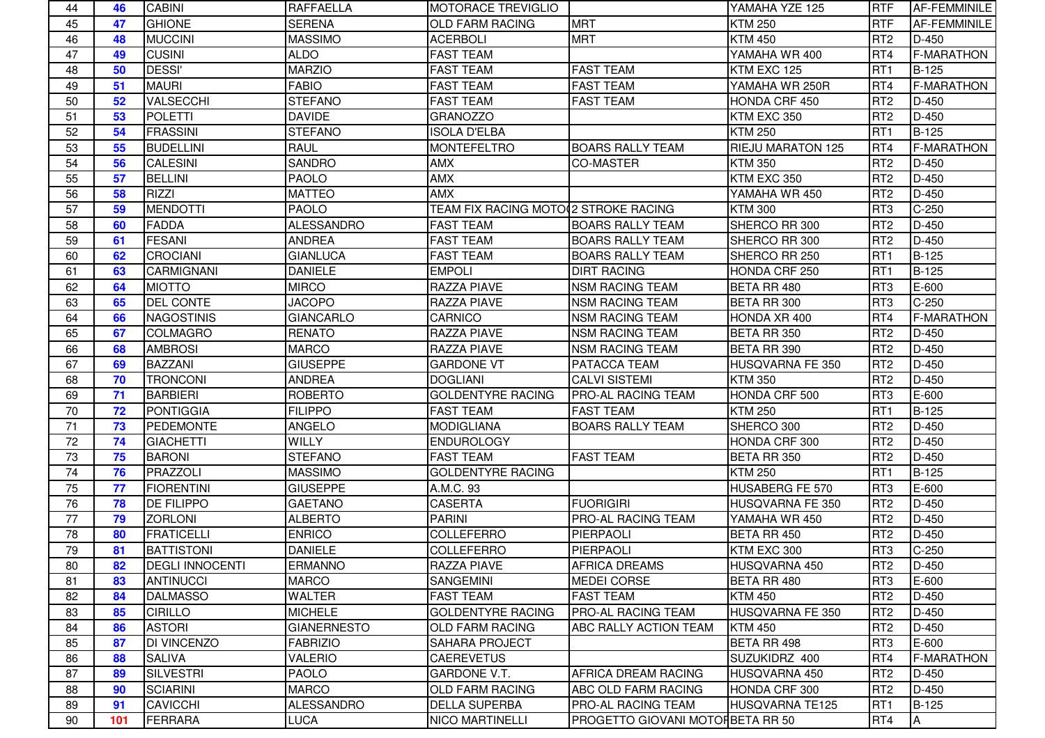| 44 | 46 | CABINI | RAFFAELLA | MOTORACE TREVIGLIO | | YAMAHA YZE 125 | RTF | AF-FEMMINILE |
|---|---|---|---|---|---|---|---|---|
| 45 | 47 | GHIONE | SERENA | OLD FARM RACING | MRT | KTM 250 | RTF | AF-FEMMINILE |
| 46 | 48 | MUCCINI | MASSIMO | ACERBOLI | MRT | KTM 450 | RT2 | D-450 |
| 47 | 49 | CUSINI | ALDO | FAST TEAM | | YAMAHA WR 400 | RT4 | F-MARATHON |
| 48 | 50 | DESSI' | MARZIO | FAST TEAM | FAST TEAM | KTM EXC 125 | RT1 | B-125 |
| 49 | 51 | MAURI | FABIO | FAST TEAM | FAST TEAM | YAMAHA WR 250R | RT4 | F-MARATHON |
| 50 | 52 | VALSECCHI | STEFANO | FAST TEAM | FAST TEAM | HONDA CRF 450 | RT2 | D-450 |
| 51 | 53 | POLETTI | DAVIDE | GRANOZZO | | KTM EXC 350 | RT2 | D-450 |
| 52 | 54 | FRASSINI | STEFANO | ISOLA D'ELBA | | KTM 250 | RT1 | B-125 |
| 53 | 55 | BUDELLINI | RAUL | MONTEFELTRO | BOARS RALLY TEAM | RIEJU MARATON 125 | RT4 | F-MARATHON |
| 54 | 56 | CALESINI | SANDRO | AMX | CO-MASTER | KTM 350 | RT2 | D-450 |
| 55 | 57 | BELLINI | PAOLO | AMX | | KTM EXC 350 | RT2 | D-450 |
| 56 | 58 | RIZZI | MATTEO | AMX | | YAMAHA WR 450 | RT2 | D-450 |
| 57 | 59 | MENDOTTI | PAOLO | TEAM FIX RACING MOTO( | 2 STROKE RACING | KTM 300 | RT3 | C-250 |
| 58 | 60 | FADDA | ALESSANDRO | FAST TEAM | BOARS RALLY TEAM | SHERCO RR 300 | RT2 | D-450 |
| 59 | 61 | FESANI | ANDREA | FAST TEAM | BOARS RALLY TEAM | SHERCO RR 300 | RT2 | D-450 |
| 60 | 62 | CROCIANI | GIANLUCA | FAST TEAM | BOARS RALLY TEAM | SHERCO RR 250 | RT1 | B-125 |
| 61 | 63 | CARMIGNANI | DANIELE | EMPOLI | DIRT RACING | HONDA CRF 250 | RT1 | B-125 |
| 62 | 64 | MIOTTO | MIRCO | RAZZA PIAVE | NSM RACING TEAM | BETA RR 480 | RT3 | E-600 |
| 63 | 65 | DEL CONTE | JACOPO | RAZZA PIAVE | NSM RACING TEAM | BETA RR 300 | RT3 | C-250 |
| 64 | 66 | NAGOSTINIS | GIANCARLO | CARNICO | NSM RACING TEAM | HONDA XR 400 | RT4 | F-MARATHON |
| 65 | 67 | COLMAGRO | RENATO | RAZZA PIAVE | NSM RACING TEAM | BETA RR 350 | RT2 | D-450 |
| 66 | 68 | AMBROSI | MARCO | RAZZA PIAVE | NSM RACING TEAM | BETA RR 390 | RT2 | D-450 |
| 67 | 69 | BAZZANI | GIUSEPPE | GARDONE VT | PATACCA TEAM | HUSQVARNA FE 350 | RT2 | D-450 |
| 68 | 70 | TRONCONI | ANDREA | DOGLIANI | CALVI SISTEMI | KTM 350 | RT2 | D-450 |
| 69 | 71 | BARBIERI | ROBERTO | GOLDENTYRE RACING | PRO-AL RACING TEAM | HONDA CRF 500 | RT3 | E-600 |
| 70 | 72 | PONTIGGIA | FILIPPO | FAST TEAM | FAST TEAM | KTM 250 | RT1 | B-125 |
| 71 | 73 | PEDEMONTE | ANGELO | MODIGLIANA | BOARS RALLY TEAM | SHERCO 300 | RT2 | D-450 |
| 72 | 74 | GIACHETTI | WILLY | ENDUROLOGY | | HONDA CRF 300 | RT2 | D-450 |
| 73 | 75 | BARONI | STEFANO | FAST TEAM | FAST TEAM | BETA RR 350 | RT2 | D-450 |
| 74 | 76 | PRAZZOLI | MASSIMO | GOLDENTYRE RACING | | KTM 250 | RT1 | B-125 |
| 75 | 77 | FIORENTINI | GIUSEPPE | A.M.C. 93 | | HUSABERG FE 570 | RT3 | E-600 |
| 76 | 78 | DE FILIPPO | GAETANO | CASERTA | FUORIGIRI | HUSQVARNA FE 350 | RT2 | D-450 |
| 77 | 79 | ZORLONI | ALBERTO | PARINI | PRO-AL RACING TEAM | YAMAHA WR 450 | RT2 | D-450 |
| 78 | 80 | FRATICELLI | ENRICO | COLLEFERRO | PIERPAOLI | BETA RR 450 | RT2 | D-450 |
| 79 | 81 | BATTISTONI | DANIELE | COLLEFERRO | PIERPAOLI | KTM EXC 300 | RT3 | C-250 |
| 80 | 82 | DEGLI INNOCENTI | ERMANNO | RAZZA PIAVE | AFRICA DREAMS | HUSQVARNA 450 | RT2 | D-450 |
| 81 | 83 | ANTINUCCI | MARCO | SANGEMINI | MEDEI CORSE | BETA RR 480 | RT3 | E-600 |
| 82 | 84 | DALMASSO | WALTER | FAST TEAM | FAST TEAM | KTM 450 | RT2 | D-450 |
| 83 | 85 | CIRILLO | MICHELE | GOLDENTYRE RACING | PRO-AL RACING TEAM | HUSQVARNA FE 350 | RT2 | D-450 |
| 84 | 86 | ASTORI | GIANERNESTO | OLD FARM RACING | ABC RALLY ACTION TEAM | KTM 450 | RT2 | D-450 |
| 85 | 87 | DI VINCENZO | FABRIZIO | SAHARA PROJECT | | BETA RR 498 | RT3 | E-600 |
| 86 | 88 | SALIVA | VALERIO | CAEREVETUS | | SUZUKIDRZ 400 | RT4 | F-MARATHON |
| 87 | 89 | SILVESTRI | PAOLO | GARDONE V.T. | AFRICA DREAM RACING | HUSQVARNA 450 | RT2 | D-450 |
| 88 | 90 | SCIARINI | MARCO | OLD FARM RACING | ABC OLD FARM RACING | HONDA CRF 300 | RT2 | D-450 |
| 89 | 91 | CAVICCHI | ALESSANDRO | DELLA SUPERBA | PRO-AL RACING TEAM | HUSQVARNA TE125 | RT1 | B-125 |
| 90 | 101 | FERRARA | LUCA | NICO MARTINELLI | PROGETTO GIOVANI MOTOF | BETA RR 50 | RT4 | A |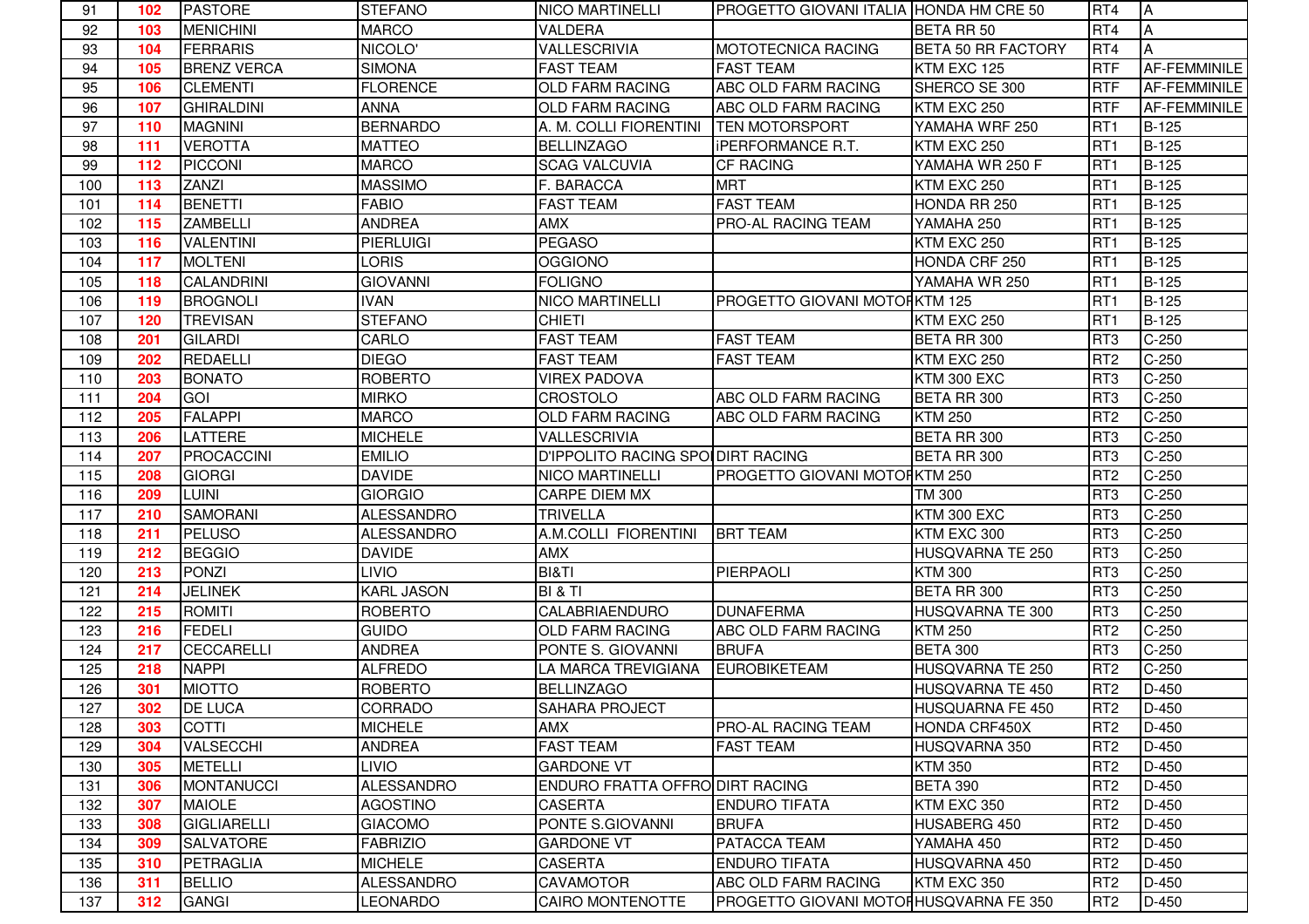| 91 | 102 | PASTORE | STEFANO | NICO MARTINELLI | PROGETTO GIOVANI ITALIA | HONDA HM CRE 50 | RT4 | A |
|---|---|---|---|---|---|---|---|---|
| 92 | 103 | MENICHINI | MARCO | VALDERA | | BETA RR 50 | RT4 | A |
| 93 | 104 | FERRARIS | NICOLO' | VALLESCRIVIA | MOTOTECNICA RACING | BETA 50 RR FACTORY | RT4 | A |
| 94 | 105 | BRENZ VERCA | SIMONA | FAST TEAM | FAST TEAM | KTM EXC 125 | RTF | AF-FEMMINILE |
| 95 | 106 | CLEMENTI | FLORENCE | OLD FARM RACING | ABC OLD FARM RACING | SHERCO SE 300 | RTF | AF-FEMMINILE |
| 96 | 107 | GHIRALDINI | ANNA | OLD FARM RACING | ABC OLD FARM RACING | KTM EXC 250 | RTF | AF-FEMMINILE |
| 97 | 110 | MAGNINI | BERNARDO | A. M. COLLI FIORENTINI | TEN MOTORSPORT | YAMAHA WRF 250 | RT1 | B-125 |
| 98 | 111 | VEROTTA | MATTEO | BELLINZAGO | iPERFORMANCE R.T. | KTM EXC 250 | RT1 | B-125 |
| 99 | 112 | PICCONI | MARCO | SCAG VALCUVIA | CF RACING | YAMAHA WR 250 F | RT1 | B-125 |
| 100 | 113 | ZANZI | MASSIMO | F. BARACCA | MRT | KTM EXC 250 | RT1 | B-125 |
| 101 | 114 | BENETTI | FABIO | FAST TEAM | FAST TEAM | HONDA RR 250 | RT1 | B-125 |
| 102 | 115 | ZAMBELLI | ANDREA | AMX | PRO-AL RACING TEAM | YAMAHA 250 | RT1 | B-125 |
| 103 | 116 | VALENTINI | PIERLUIGI | PEGASO | | KTM EXC 250 | RT1 | B-125 |
| 104 | 117 | MOLTENI | LORIS | OGGIONO | | HONDA CRF 250 | RT1 | B-125 |
| 105 | 118 | CALANDRINI | GIOVANNI | FOLIGNO | | YAMAHA WR 250 | RT1 | B-125 |
| 106 | 119 | BROGNOLI | IVAN | NICO MARTINELLI | PROGETTO GIOVANI MOTOF | KTM 125 | RT1 | B-125 |
| 107 | 120 | TREVISAN | STEFANO | CHIETI | | KTM EXC 250 | RT1 | B-125 |
| 108 | 201 | GILARDI | CARLO | FAST TEAM | FAST TEAM | BETA RR 300 | RT3 | C-250 |
| 109 | 202 | REDAELLI | DIEGO | FAST TEAM | FAST TEAM | KTM EXC 250 | RT2 | C-250 |
| 110 | 203 | BONATO | ROBERTO | VIREX PADOVA | | KTM 300 EXC | RT3 | C-250 |
| 111 | 204 | GOI | MIRKO | CROSTOLO | ABC OLD FARM RACING | BETA RR 300 | RT3 | C-250 |
| 112 | 205 | FALAPPI | MARCO | OLD FARM RACING | ABC OLD FARM RACING | KTM 250 | RT2 | C-250 |
| 113 | 206 | LATTERE | MICHELE | VALLESCRIVIA | | BETA RR 300 | RT3 | C-250 |
| 114 | 207 | PROCACCINI | EMILIO | D'IPPOLITO RACING SPO | DIRT RACING | BETA RR 300 | RT3 | C-250 |
| 115 | 208 | GIORGI | DAVIDE | NICO MARTINELLI | PROGETTO GIOVANI MOTOF | KTM 250 | RT2 | C-250 |
| 116 | 209 | LUINI | GIORGIO | CARPE DIEM MX | | TM 300 | RT3 | C-250 |
| 117 | 210 | SAMORANI | ALESSANDRO | TRIVELLA | | KTM 300 EXC | RT3 | C-250 |
| 118 | 211 | PELUSO | ALESSANDRO | A.M.COLLI FIORENTINI | BRT TEAM | KTM EXC 300 | RT3 | C-250 |
| 119 | 212 | BEGGIO | DAVIDE | AMX | | HUSQVARNA TE 250 | RT3 | C-250 |
| 120 | 213 | PONZI | LIVIO | BI&TI | PIERPAOLI | KTM 300 | RT3 | C-250 |
| 121 | 214 | JELINEK | KARL JASON | BI & TI | | BETA RR 300 | RT3 | C-250 |
| 122 | 215 | ROMITI | ROBERTO | CALABRIAENDURO | DUNAFERMA | HUSQVARNA TE 300 | RT3 | C-250 |
| 123 | 216 | FEDELI | GUIDO | OLD FARM RACING | ABC OLD FARM RACING | KTM 250 | RT2 | C-250 |
| 124 | 217 | CECCARELLI | ANDREA | PONTE S. GIOVANNI | BRUFA | BETA 300 | RT3 | C-250 |
| 125 | 218 | NAPPI | ALFREDO | LA MARCA TREVIGIANA | EUROBIKETEAM | HUSQVARNA TE 250 | RT2 | C-250 |
| 126 | 301 | MIOTTO | ROBERTO | BELLINZAGO | | HUSQVARNA TE 450 | RT2 | D-450 |
| 127 | 302 | DE LUCA | CORRADO | SAHARA PROJECT | | HUSQUARNA FE 450 | RT2 | D-450 |
| 128 | 303 | COTTI | MICHELE | AMX | PRO-AL RACING TEAM | HONDA CRF450X | RT2 | D-450 |
| 129 | 304 | VALSECCHI | ANDREA | FAST TEAM | FAST TEAM | HUSQVARNA 350 | RT2 | D-450 |
| 130 | 305 | METELLI | LIVIO | GARDONE VT | | KTM 350 | RT2 | D-450 |
| 131 | 306 | MONTANUCCI | ALESSANDRO | ENDURO FRATTA OFFRO | DIRT RACING | BETA 390 | RT2 | D-450 |
| 132 | 307 | MAIOLE | AGOSTINO | CASERTA | ENDURO TIFATA | KTM EXC 350 | RT2 | D-450 |
| 133 | 308 | GIGLIARELLI | GIACOMO | PONTE S.GIOVANNI | BRUFA | HUSABERG 450 | RT2 | D-450 |
| 134 | 309 | SALVATORE | FABRIZIO | GARDONE VT | PATACCA TEAM | YAMAHA 450 | RT2 | D-450 |
| 135 | 310 | PETRAGLIA | MICHELE | CASERTA | ENDURO TIFATA | HUSQVARNA 450 | RT2 | D-450 |
| 136 | 311 | BELLIO | ALESSANDRO | CAVAMOTOR | ABC OLD FARM RACING | KTM EXC 350 | RT2 | D-450 |
| 137 | 312 | GANGI | LEONARDO | CAIRO MONTENOTTE | PROGETTO GIOVANI MOTOF | HUSQVARNA FE 350 | RT2 | D-450 |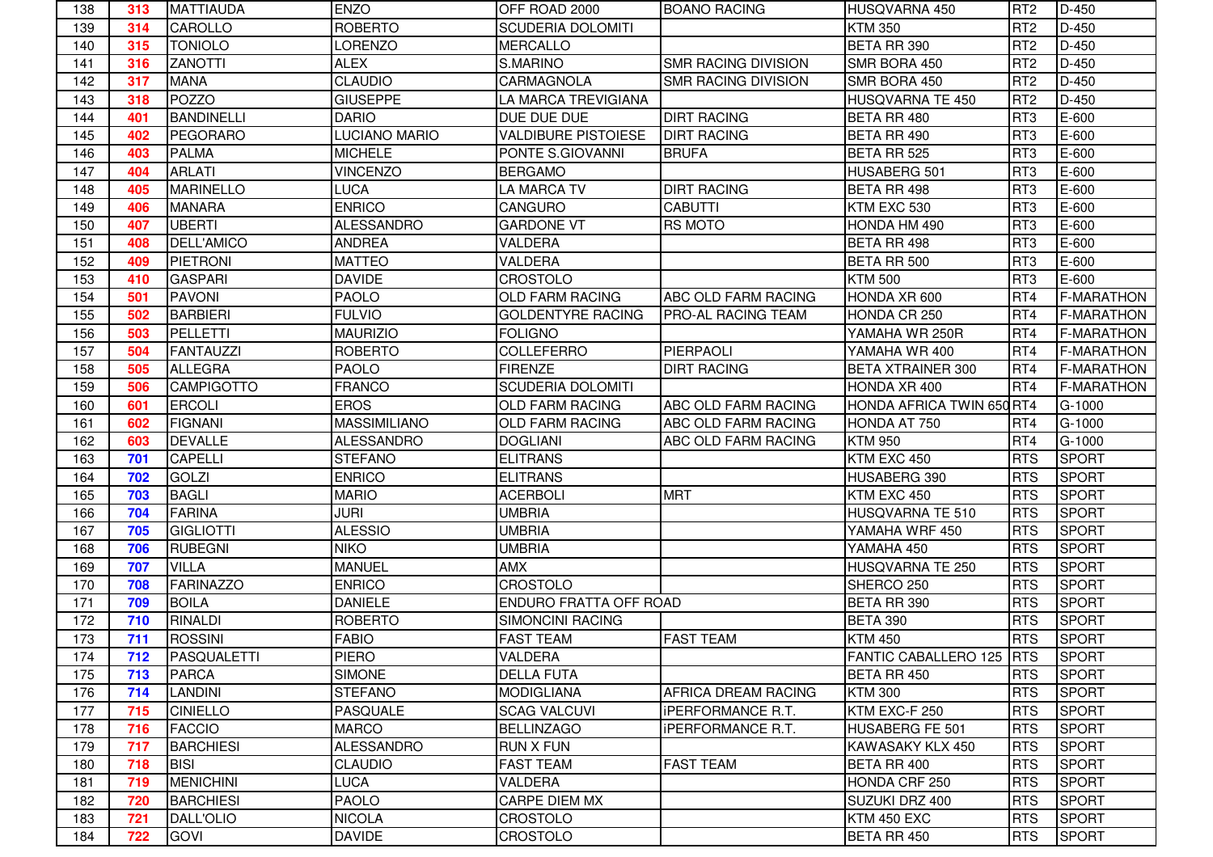| | | | | | | | | |
|---|---|---|---|---|---|---|---|---|
| 138 | 313 | MATTIAUDA | ENZO | OFF ROAD 2000 | BOANO RACING | HUSQVARNA 450 | RT2 | D-450 |
| 139 | 314 | CAROLLO | ROBERTO | SCUDERIA DOLOMITI | | KTM 350 | RT2 | D-450 |
| 140 | 315 | TONIOLO | LORENZO | MERCALLO | | BETA RR 390 | RT2 | D-450 |
| 141 | 316 | ZANOTTI | ALEX | S.MARINO | SMR RACING DIVISION | SMR BORA 450 | RT2 | D-450 |
| 142 | 317 | MANA | CLAUDIO | CARMAGNOLA | SMR RACING DIVISION | SMR BORA 450 | RT2 | D-450 |
| 143 | 318 | POZZO | GIUSEPPE | LA MARCA TREVIGIANA | | HUSQVARNA TE 450 | RT2 | D-450 |
| 144 | 401 | BANDINELLI | DARIO | DUE DUE DUE | DIRT RACING | BETA RR 480 | RT3 | E-600 |
| 145 | 402 | PEGORARO | LUCIANO MARIO | VALDIBURE PISTOIESE | DIRT RACING | BETA RR 490 | RT3 | E-600 |
| 146 | 403 | PALMA | MICHELE | PONTE S.GIOVANNI | BRUFA | BETA RR 525 | RT3 | E-600 |
| 147 | 404 | ARLATI | VINCENZO | BERGAMO | | HUSABERG 501 | RT3 | E-600 |
| 148 | 405 | MARINELLO | LUCA | LA MARCA TV | DIRT RACING | BETA RR 498 | RT3 | E-600 |
| 149 | 406 | MANARA | ENRICO | CANGURO | CABUTTI | KTM EXC 530 | RT3 | E-600 |
| 150 | 407 | UBERTI | ALESSANDRO | GARDONE VT | RS MOTO | HONDA HM 490 | RT3 | E-600 |
| 151 | 408 | DELL'AMICO | ANDREA | VALDERA | | BETA RR 498 | RT3 | E-600 |
| 152 | 409 | PIETRONI | MATTEO | VALDERA | | BETA RR 500 | RT3 | E-600 |
| 153 | 410 | GASPARI | DAVIDE | CROSTOLO | | KTM 500 | RT3 | E-600 |
| 154 | 501 | PAVONI | PAOLO | OLD FARM RACING | ABC OLD FARM RACING | HONDA XR 600 | RT4 | F-MARATHON |
| 155 | 502 | BARBIERI | FULVIO | GOLDENTYRE RACING | PRO-AL RACING TEAM | HONDA CR 250 | RT4 | F-MARATHON |
| 156 | 503 | PELLETTI | MAURIZIO | FOLIGNO | | YAMAHA WR 250R | RT4 | F-MARATHON |
| 157 | 504 | FANTAUZZI | ROBERTO | COLLEFERRO | PIERPAOLI | YAMAHA WR 400 | RT4 | F-MARATHON |
| 158 | 505 | ALLEGRA | PAOLO | FIRENZE | DIRT RACING | BETA XTRAINER 300 | RT4 | F-MARATHON |
| 159 | 506 | CAMPIGOTTO | FRANCO | SCUDERIA DOLOMITI | | HONDA XR 400 | RT4 | F-MARATHON |
| 160 | 601 | ERCOLI | EROS | OLD FARM RACING | ABC OLD FARM RACING | HONDA AFRICA TWIN 650 | RT4 | G-1000 |
| 161 | 602 | FIGNANI | MASSIMILIANO | OLD FARM RACING | ABC OLD FARM RACING | HONDA AT 750 | RT4 | G-1000 |
| 162 | 603 | DEVALLE | ALESSANDRO | DOGLIANI | ABC OLD FARM RACING | KTM 950 | RT4 | G-1000 |
| 163 | 701 | CAPELLI | STEFANO | ELITRANS | | KTM EXC 450 | RTS | SPORT |
| 164 | 702 | GOLZI | ENRICO | ELITRANS | | HUSABERG 390 | RTS | SPORT |
| 165 | 703 | BAGLI | MARIO | ACERBOLI | MRT | KTM EXC 450 | RTS | SPORT |
| 166 | 704 | FARINA | JURI | UMBRIA | | HUSQVARNA TE 510 | RTS | SPORT |
| 167 | 705 | GIGLIOTTI | ALESSIO | UMBRIA | | YAMAHA WRF 450 | RTS | SPORT |
| 168 | 706 | RUBEGNI | NIKO | UMBRIA | | YAMAHA 450 | RTS | SPORT |
| 169 | 707 | VILLA | MANUEL | AMX | | HUSQVARNA TE 250 | RTS | SPORT |
| 170 | 708 | FARINAZZO | ENRICO | CROSTOLO | | SHERCO 250 | RTS | SPORT |
| 171 | 709 | BOILA | DANIELE | ENDURO FRATTA OFF ROAD | | BETA RR 390 | RTS | SPORT |
| 172 | 710 | RINALDI | ROBERTO | SIMONCINI RACING | | BETA 390 | RTS | SPORT |
| 173 | 711 | ROSSINI | FABIO | FAST TEAM | FAST TEAM | KTM 450 | RTS | SPORT |
| 174 | 712 | PASQUALETTI | PIERO | VALDERA | | FANTIC CABALLERO 125 | RTS | SPORT |
| 175 | 713 | PARCA | SIMONE | DELLA FUTA | | BETA RR 450 | RTS | SPORT |
| 176 | 714 | LANDINI | STEFANO | MODIGLIANA | AFRICA DREAM RACING | KTM 300 | RTS | SPORT |
| 177 | 715 | CINIELLO | PASQUALE | SCAG VALCUVI | iPERFORMANCE R.T. | KTM EXC-F 250 | RTS | SPORT |
| 178 | 716 | FACCIO | MARCO | BELLINZAGO | iPERFORMANCE R.T. | HUSABERG FE 501 | RTS | SPORT |
| 179 | 717 | BARCHIESI | ALESSANDRO | RUN X FUN | | KAWASAKY KLX 450 | RTS | SPORT |
| 180 | 718 | BISI | CLAUDIO | FAST TEAM | FAST TEAM | BETA RR 400 | RTS | SPORT |
| 181 | 719 | MENICHINI | LUCA | VALDERA | | HONDA CRF 250 | RTS | SPORT |
| 182 | 720 | BARCHIESI | PAOLO | CARPE DIEM MX | | SUZUKI DRZ 400 | RTS | SPORT |
| 183 | 721 | DALL'OLIO | NICOLA | CROSTOLO | | KTM 450 EXC | RTS | SPORT |
| 184 | 722 | GOVI | DAVIDE | CROSTOLO | | BETA RR 450 | RTS | SPORT |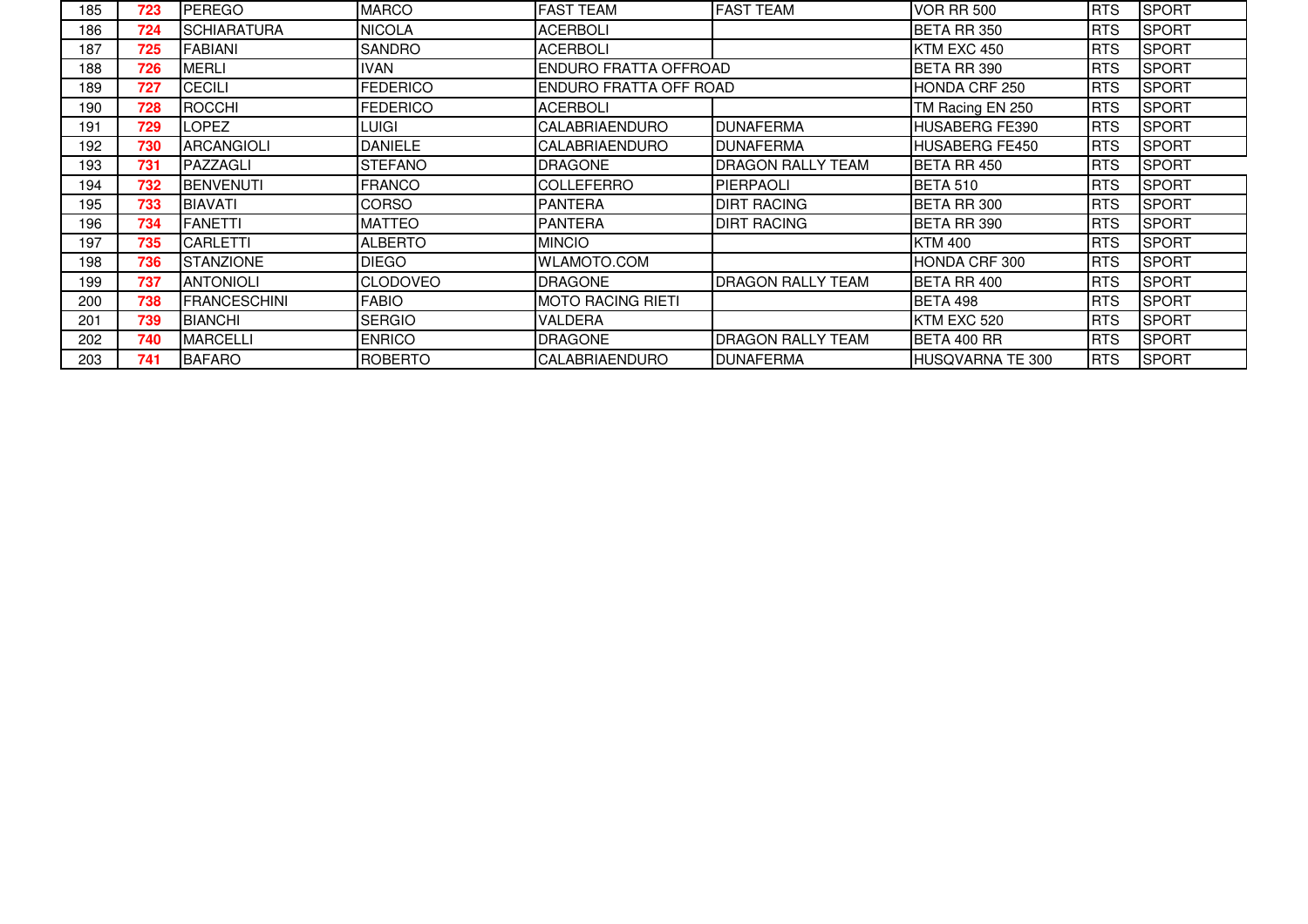| | | | | | | | | |
|---|---|---|---|---|---|---|---|---|
| 185 | 723 | PEREGO | MARCO | FAST TEAM | FAST TEAM | VOR RR 500 | RTS | SPORT |
| 186 | 724 | SCHIARATURA | NICOLA | ACERBOLI | | BETA RR 350 | RTS | SPORT |
| 187 | 725 | FABIANI | SANDRO | ACERBOLI | | KTM EXC 450 | RTS | SPORT |
| 188 | 726 | MERLI | IVAN | ENDURO FRATTA OFFROAD | | BETA RR 390 | RTS | SPORT |
| 189 | 727 | CECILI | FEDERICO | ENDURO FRATTA OFF ROAD | | HONDA CRF 250 | RTS | SPORT |
| 190 | 728 | ROCCHI | FEDERICO | ACERBOLI | | TM Racing EN 250 | RTS | SPORT |
| 191 | 729 | LOPEZ | LUIGI | CALABRIAENDURO | DUNAFERMA | HUSABERG FE390 | RTS | SPORT |
| 192 | 730 | ARCANGIOLI | DANIELE | CALABRIAENDURO | DUNAFERMA | HUSABERG FE450 | RTS | SPORT |
| 193 | 731 | PAZZAGLI | STEFANO | DRAGONE | DRAGON RALLY TEAM | BETA RR 450 | RTS | SPORT |
| 194 | 732 | BENVENUTI | FRANCO | COLLEFERRO | PIERPAOLI | BETA 510 | RTS | SPORT |
| 195 | 733 | BIAVATI | CORSO | PANTERA | DIRT RACING | BETA RR 300 | RTS | SPORT |
| 196 | 734 | FANETTI | MATTEO | PANTERA | DIRT RACING | BETA RR 390 | RTS | SPORT |
| 197 | 735 | CARLETTI | ALBERTO | MINCIO | | KTM 400 | RTS | SPORT |
| 198 | 736 | STANZIONE | DIEGO | WLAMOTO.COM | | HONDA CRF 300 | RTS | SPORT |
| 199 | 737 | ANTONIOLI | CLODOVEO | DRAGONE | DRAGON RALLY TEAM | BETA RR 400 | RTS | SPORT |
| 200 | 738 | FRANCESCHINI | FABIO | MOTO RACING RIETI | | BETA 498 | RTS | SPORT |
| 201 | 739 | BIANCHI | SERGIO | VALDERA | | KTM EXC 520 | RTS | SPORT |
| 202 | 740 | MARCELLI | ENRICO | DRAGONE | DRAGON RALLY TEAM | BETA 400 RR | RTS | SPORT |
| 203 | 741 | BAFARO | ROBERTO | CALABRIAENDURO | DUNAFERMA | HUSQVARNA TE 300 | RTS | SPORT |